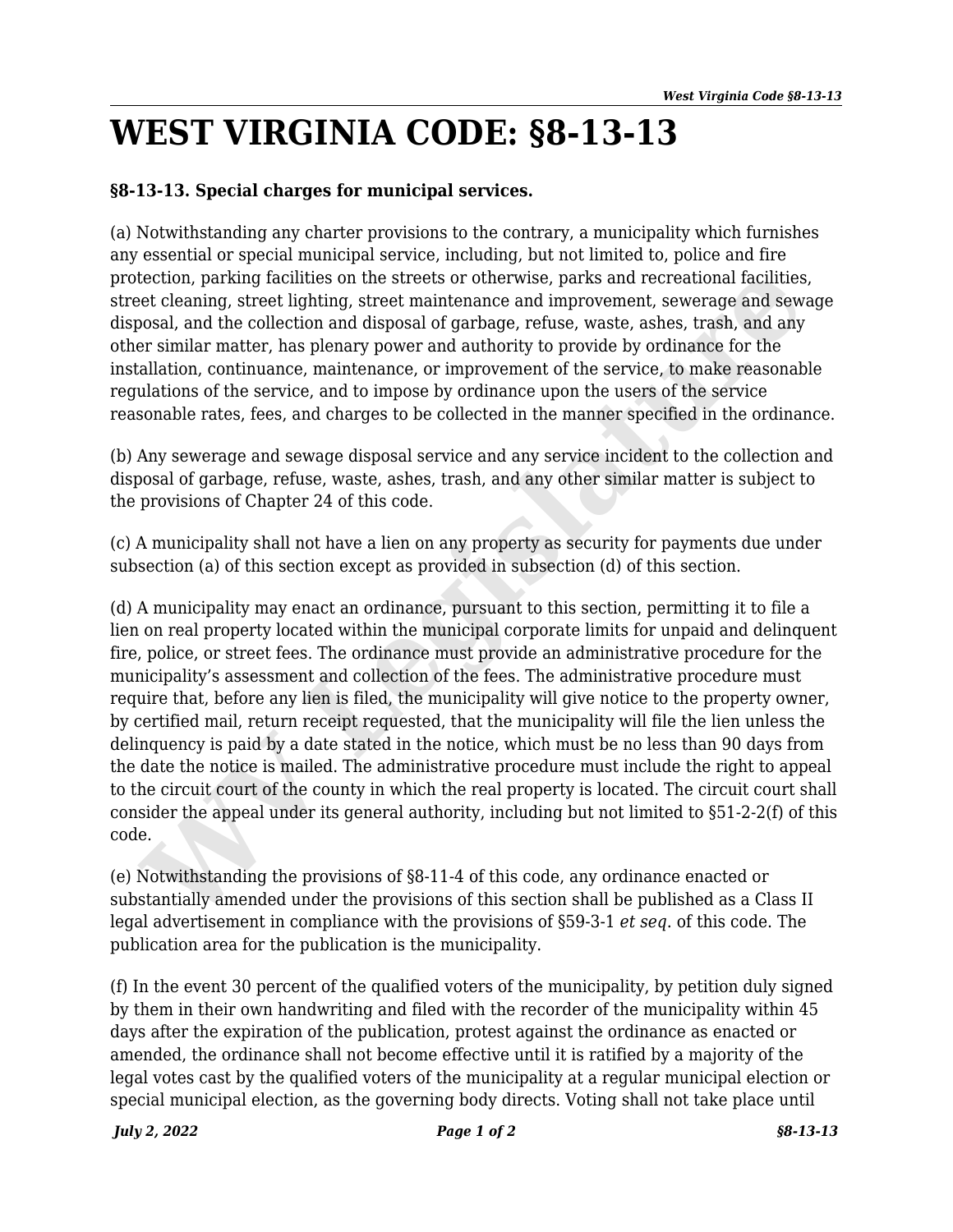# WEST VIRGINIA CODE: §8-13-13

**§8-13-13. Special charges for municipal services.**

(a) Notwithstanding any charter provisions to the contrary, a municipality which furnishes any essential or special municipal service, including, but not limited to, police and fire protection, parking facilities on the streets or otherwise, parks and recreational facilities, street cleaning, street lighting, street maintenance and improvement, sewerage and sewage disposal, and the collection and disposal of garbage, refuse, waste, ashes, trash, and any other similar matter, has plenary power and authority to provide by ordinance for the installation, continuance, maintenance, or improvement of the service, to make reasonable regulations of the service, and to impose by ordinance upon the users of the service reasonable rates, fees, and charges to be collected in the manner specified in the ordinance.

(b) Any sewerage and sewage disposal service and any service incident to the collection and disposal of garbage, refuse, waste, ashes, trash, and any other similar matter is subject to the provisions of Chapter 24 of this code.

(c) A municipality shall not have a lien on any property as security for payments due under subsection (a) of this section except as provided in subsection (d) of this section.

(d) A municipality may enact an ordinance, pursuant to this section, permitting it to file a lien on real property located within the municipal corporate limits for unpaid and delinquent fire, police, or street fees. The ordinance must provide an administrative procedure for the municipality's assessment and collection of the fees. The administrative procedure must require that, before any lien is filed, the municipality will give notice to the property owner, by certified mail, return receipt requested, that the municipality will file the lien unless the delinquency is paid by a date stated in the notice, which must be no less than 90 days from the date the notice is mailed. The administrative procedure must include the right to appeal to the circuit court of the county in which the real property is located. The circuit court shall consider the appeal under its general authority, including but not limited to §51-2-2(f) of this code.

(e) Notwithstanding the provisions of §8-11-4 of this code, any ordinance enacted or substantially amended under the provisions of this section shall be published as a Class II legal advertisement in compliance with the provisions of §59-3-1 *et seq.* of this code. The publication area for the publication is the municipality.

(f) In the event 30 percent of the qualified voters of the municipality, by petition duly signed by them in their own handwriting and filed with the recorder of the municipality within 45 days after the expiration of the publication, protest against the ordinance as enacted or amended, the ordinance shall not become effective until it is ratified by a majority of the legal votes cast by the qualified voters of the municipality at a regular municipal election or special municipal election, as the governing body directs. Voting shall not take place until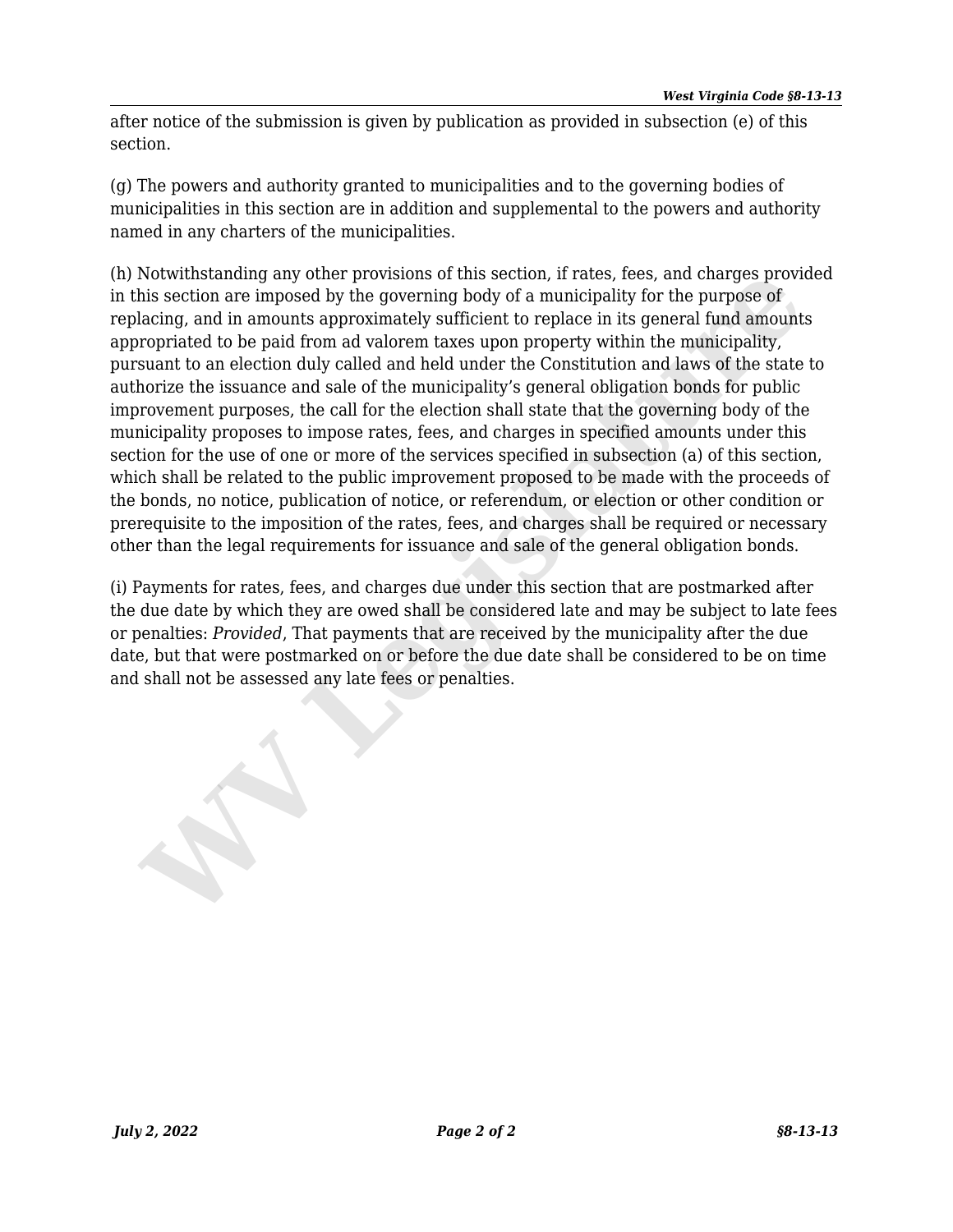after notice of the submission is given by publication as provided in subsection (e) of this section.

(g) The powers and authority granted to municipalities and to the governing bodies of municipalities in this section are in addition and supplemental to the powers and authority named in any charters of the municipalities.

(h) Notwithstanding any other provisions of this section, if rates, fees, and charges provided in this section are imposed by the governing body of a municipality for the purpose of replacing, and in amounts approximately sufficient to replace in its general fund amounts appropriated to be paid from ad valorem taxes upon property within the municipality, pursuant to an election duly called and held under the Constitution and laws of the state to authorize the issuance and sale of the municipality's general obligation bonds for public improvement purposes, the call for the election shall state that the governing body of the municipality proposes to impose rates, fees, and charges in specified amounts under this section for the use of one or more of the services specified in subsection (a) of this section, which shall be related to the public improvement proposed to be made with the proceeds of the bonds, no notice, publication of notice, or referendum, or election or other condition or prerequisite to the imposition of the rates, fees, and charges shall be required or necessary other than the legal requirements for issuance and sale of the general obligation bonds.

(i) Payments for rates, fees, and charges due under this section that are postmarked after the due date by which they are owed shall be considered late and may be subject to late fees or penalties: *Provided*, That payments that are received by the municipality after the due date, but that were postmarked on or before the due date shall be considered to be on time and shall not be assessed any late fees or penalties.